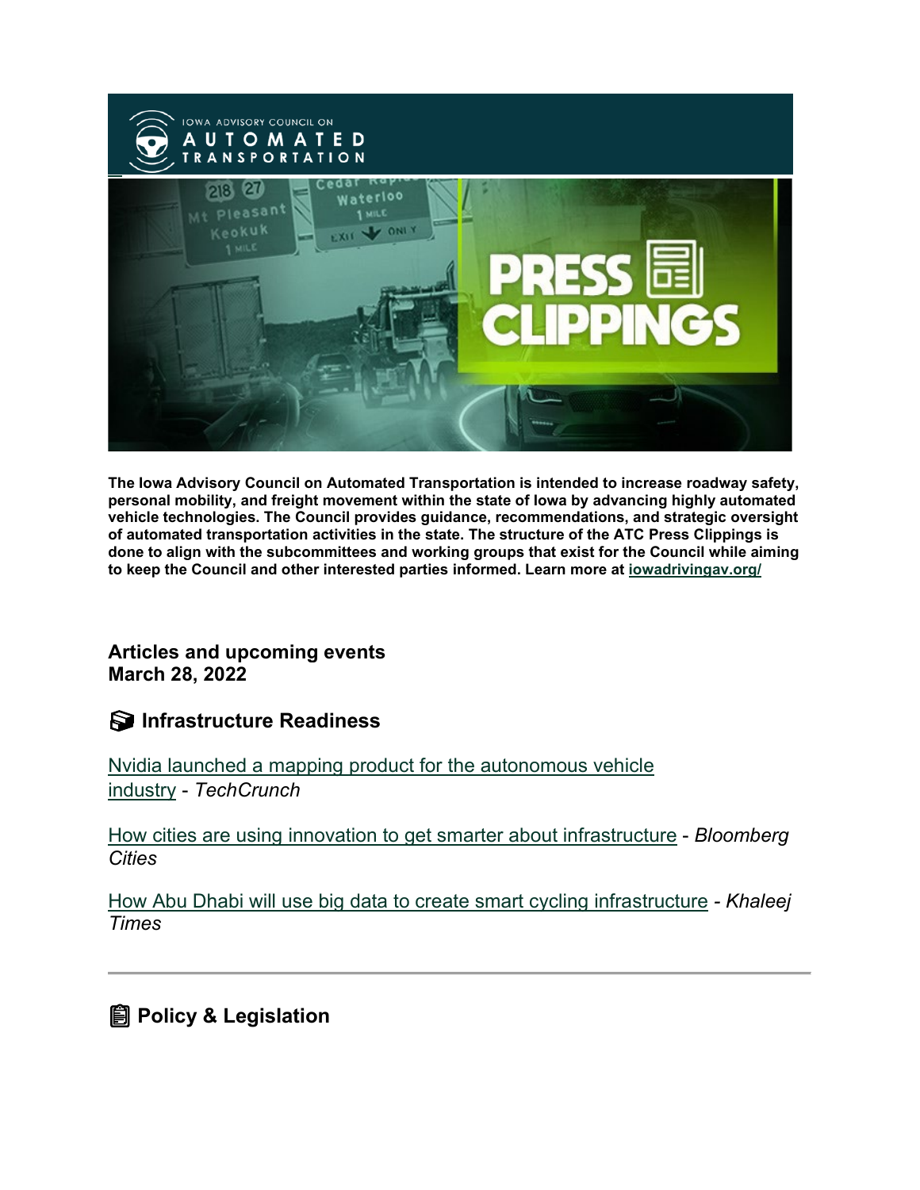The Iowa Advisory Council on Automated Transportation is intended to increase roadway safety, personal mobility, and freight movement within the state of Iowa by advancing highly automated vehicle technologies. The Council provides guidance, recommendations, and strategic oversight of automated transportation activities in the state. The structure of the ATC Press Clippings is done to align with the subcommittees and working groups that exist for the Council while aiming to keep the Council and other interested parties informed. Learn more at iowadrivingav.org/

**Articles and upcoming events**
**March 28, 2022**

## Infrastructure Readiness

Nvidia launched a mapping product for the autonomous vehicle industry - *TechCrunch*

How cities are using innovation to get smarter about infrastructure - *Bloomberg Cities*

How Abu Dhabi will use big data to create smart cycling infrastructure - *Khaleej Times*

---

## Policy & Legislation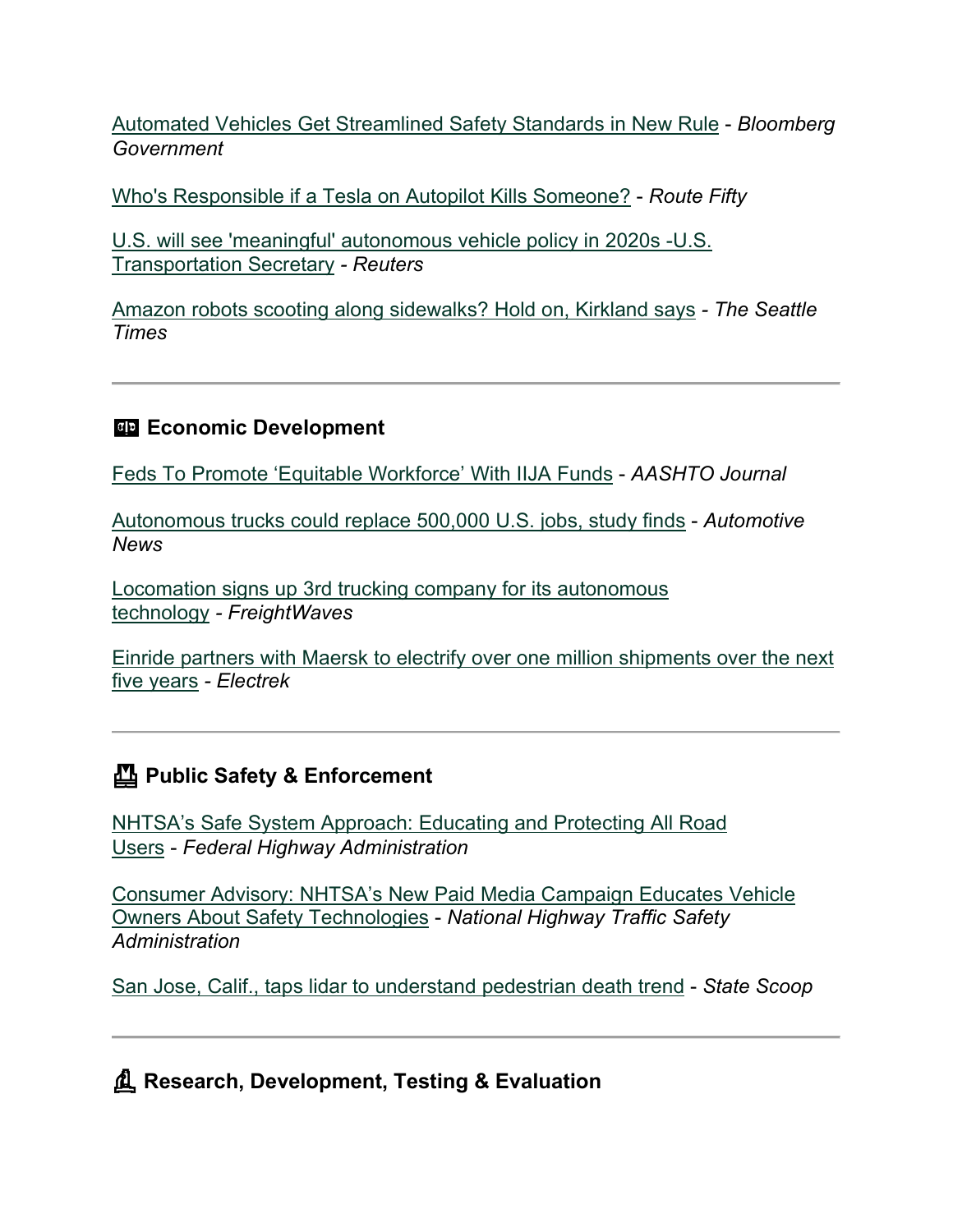Automated Vehicles Get Streamlined Safety Standards in New Rule - *Bloomberg Government*

Who's Responsible if a Tesla on Autopilot Kills Someone? - *Route Fifty*

U.S. will see 'meaningful' autonomous vehicle policy in 2020s -U.S. Transportation Secretary - *Reuters*

Amazon robots scooting along sidewalks? Hold on, Kirkland says - *The Seattle Times*

---

### Economic Development

Feds To Promote 'Equitable Workforce' With IIJA Funds - *AASHTO Journal*

Autonomous trucks could replace 500,000 U.S. jobs, study finds - *Automotive News*

Locomation signs up 3rd trucking company for its autonomous technology - *FreightWaves*

Einride partners with Maersk to electrify over one million shipments over the next five years - *Electrek*

---

### Public Safety & Enforcement

NHTSA's Safe System Approach: Educating and Protecting All Road Users - *Federal Highway Administration*

Consumer Advisory: NHTSA's New Paid Media Campaign Educates Vehicle Owners About Safety Technologies - *National Highway Traffic Safety Administration*

San Jose, Calif., taps lidar to understand pedestrian death trend - *State Scoop*

---

### Research, Development, Testing & Evaluation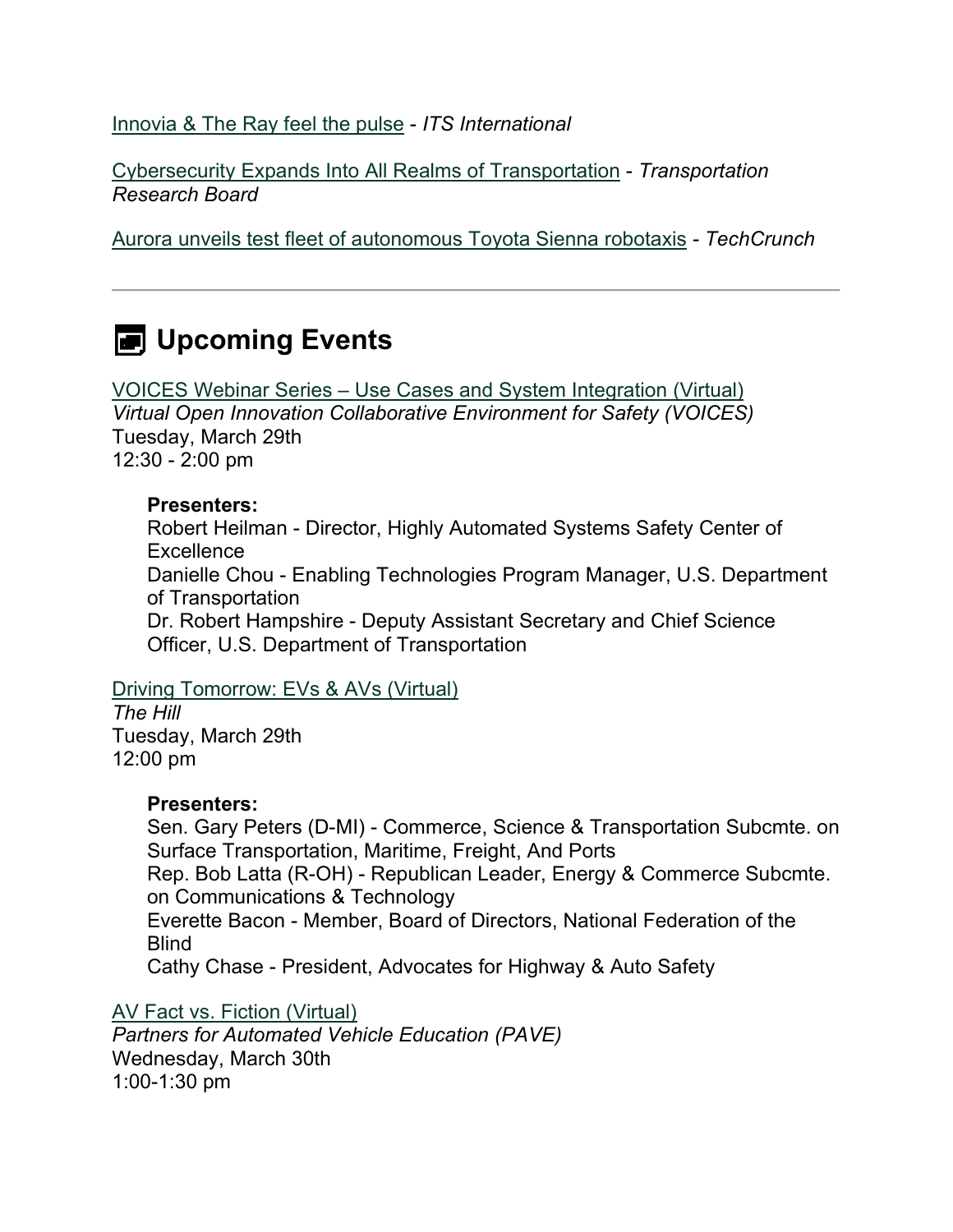Innovia & The Ray feel the pulse - *ITS International*

Cybersecurity Expands Into All Realms of Transportation - *Transportation Research Board*

Aurora unveils test fleet of autonomous Toyota Sienna robotaxis - *TechCrunch*

---

## Upcoming Events

VOICES Webinar Series – Use Cases and System Integration (Virtual)
*Virtual Open Innovation Collaborative Environment for Safety (VOICES)*
Tuesday, March 29th
12:30 - 2:00 pm

> **Presenters:**
> Robert Heilman - Director, Highly Automated Systems Safety Center of Excellence
> Danielle Chou - Enabling Technologies Program Manager, U.S. Department of Transportation
> Dr. Robert Hampshire - Deputy Assistant Secretary and Chief Science Officer, U.S. Department of Transportation

Driving Tomorrow: EVs & AVs (Virtual)
*The Hill*
Tuesday, March 29th
12:00 pm

> **Presenters:**
> Sen. Gary Peters (D-MI) - Commerce, Science & Transportation Subcmte. on Surface Transportation, Maritime, Freight, And Ports
> Rep. Bob Latta (R-OH) - Republican Leader, Energy & Commerce Subcmte. on Communications & Technology
> Everette Bacon - Member, Board of Directors, National Federation of the Blind
> Cathy Chase - President, Advocates for Highway & Auto Safety

AV Fact vs. Fiction (Virtual)
*Partners for Automated Vehicle Education (PAVE)*
Wednesday, March 30th
1:00-1:30 pm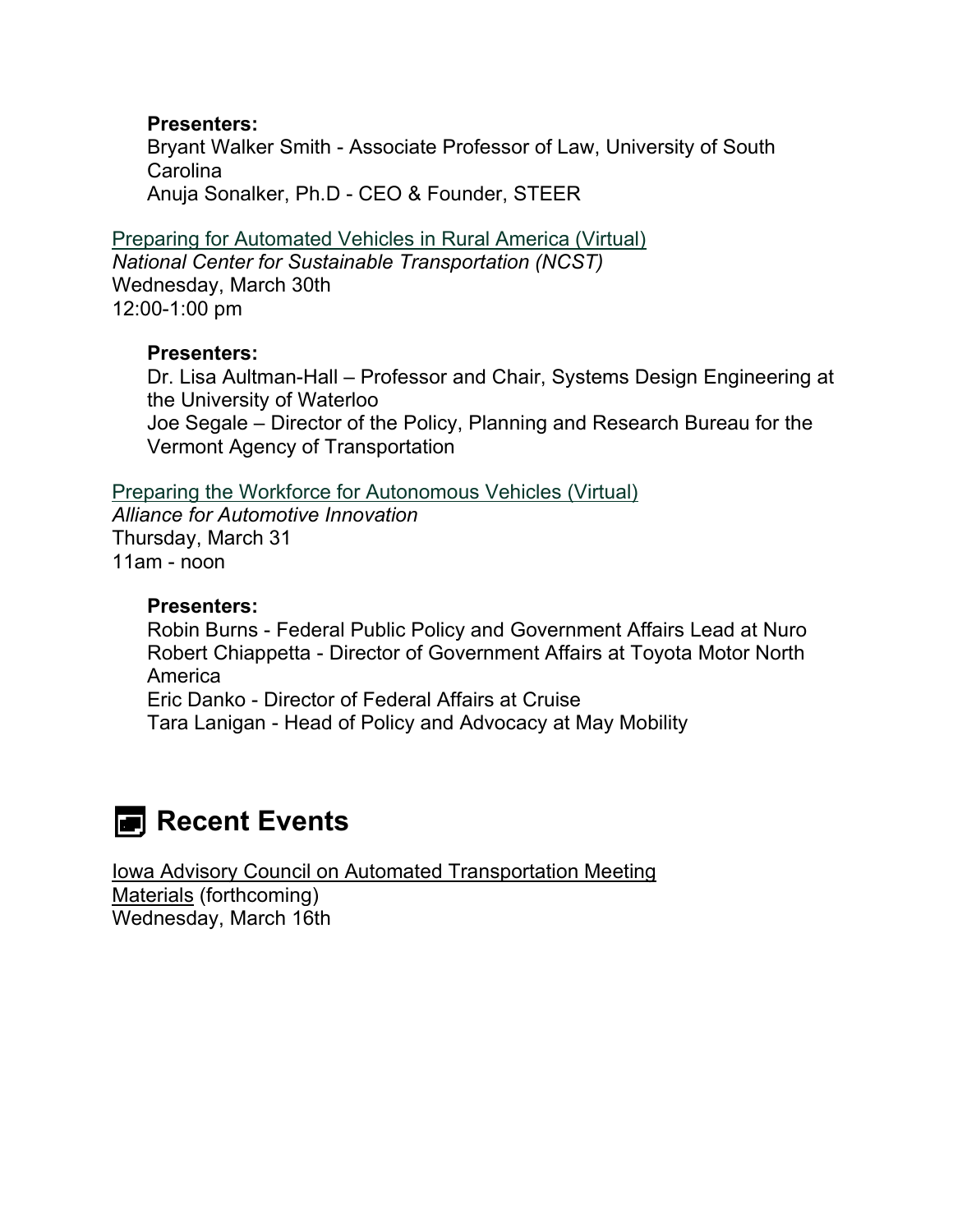**Presenters:**
Bryant Walker Smith - Associate Professor of Law, University of South Carolina
Anuja Sonalker, Ph.D - CEO & Founder, STEER

Preparing for Automated Vehicles in Rural America (Virtual)
*National Center for Sustainable Transportation (NCST)*
Wednesday, March 30th
12:00-1:00 pm

**Presenters:**
Dr. Lisa Aultman-Hall – Professor and Chair, Systems Design Engineering at the University of Waterloo
Joe Segale – Director of the Policy, Planning and Research Bureau for the Vermont Agency of Transportation

Preparing the Workforce for Autonomous Vehicles (Virtual)
*Alliance for Automotive Innovation*
Thursday, March 31
11am - noon

**Presenters:**
Robin Burns - Federal Public Policy and Government Affairs Lead at Nuro
Robert Chiappetta - Director of Government Affairs at Toyota Motor North America
Eric Danko - Director of Federal Affairs at Cruise
Tara Lanigan - Head of Policy and Advocacy at May Mobility

## Recent Events

Iowa Advisory Council on Automated Transportation Meeting Materials (forthcoming)
Wednesday, March 16th